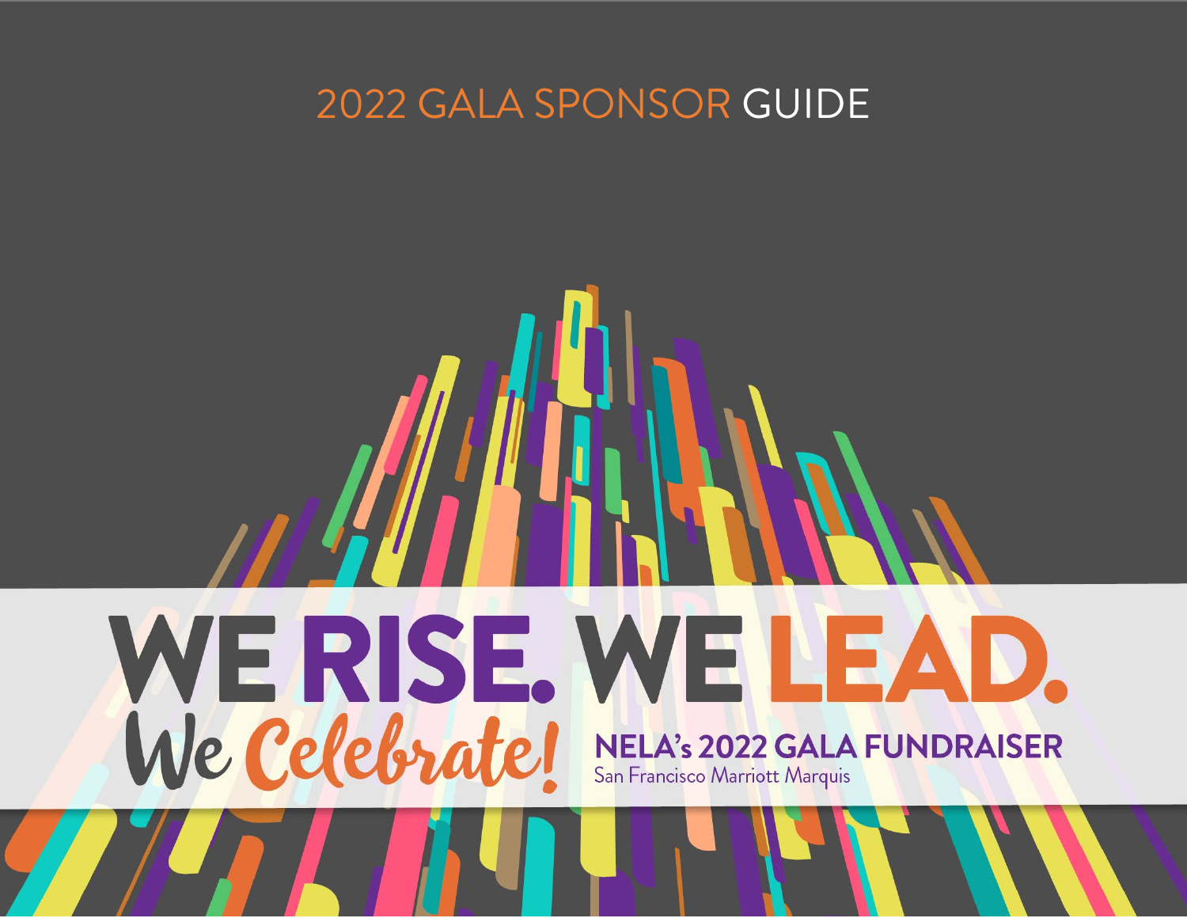# 2022 GALA SPONSOR GUIDE

# WE RISE. WE LEAD.

## We Celebrate!

**NELA's 2022 GALA FUNDRAISER**

San Francisco Marriott Marquis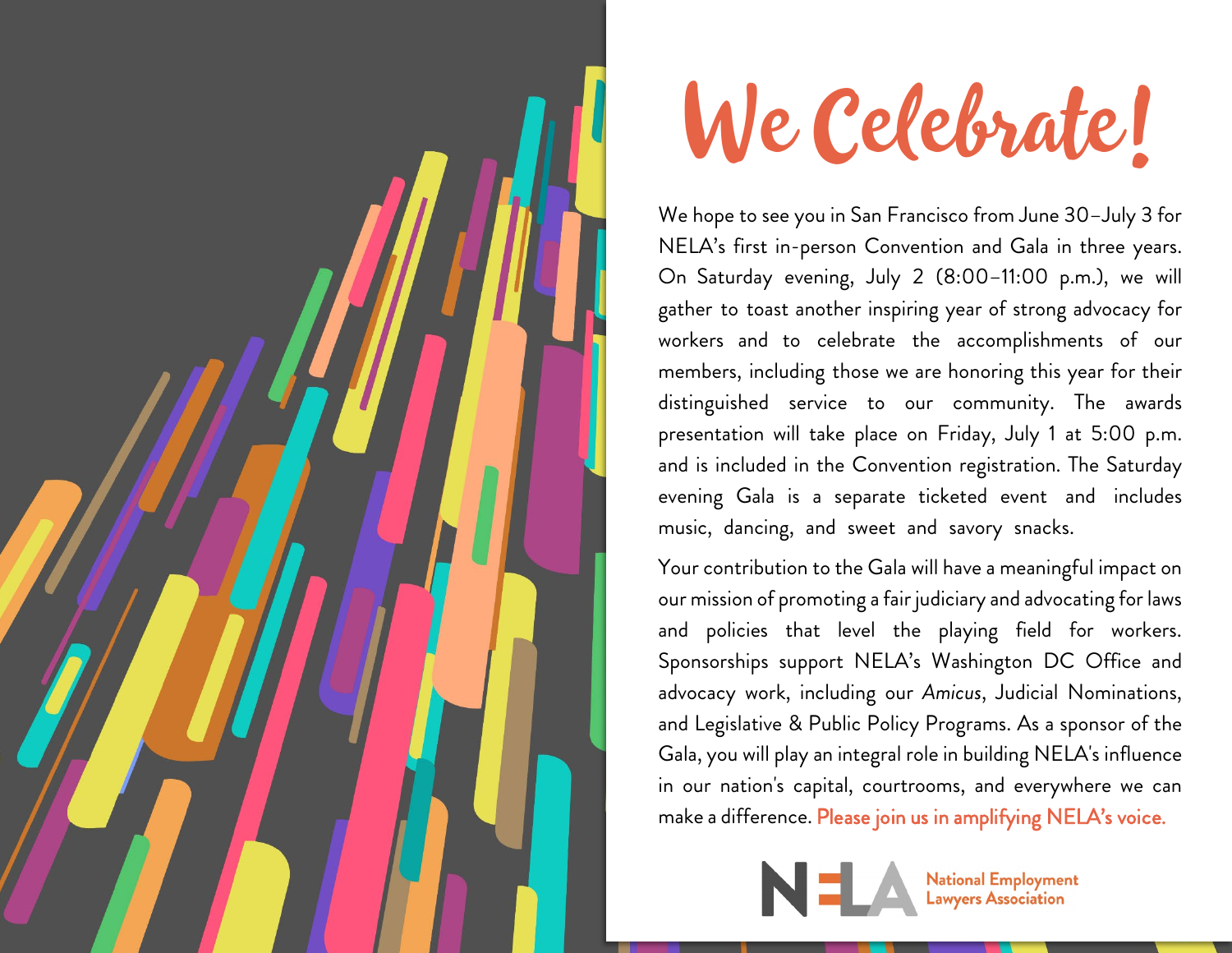# We Celebrate!

We hope to see you in San Francisco from June 30–July 3 for NELA's first in-person Convention and Gala in three years. On Saturday evening, July 2 (8:00–11:00 p.m.), we will gather to toast another inspiring year of strong advocacy for workers and to celebrate the accomplishments of our members, including those we are honoring this year for their distinguished service to our community. The awards presentation will take place on Friday, July 1 at 5:00 p.m. and is included in the Convention registration. The Saturday evening Gala is a separate ticketed event and includes music, dancing, and sweet and savory snacks.

Your contribution to the Gala will have a meaningful impact on our mission of promoting a fair judiciary and advocating for laws and policies that level the playing field for workers. Sponsorships support NELA's Washington DC Office and advocacy work, including our *Amicus*, Judicial Nominations, and Legislative & Public Policy Programs. As a sponsor of the Gala, you will play an integral role in building NELA's influence in our nation's capital, courtrooms, and everywhere we can make a difference. **Please join us in amplifying NELA's voice.**

NELA National Employment Lawyers Association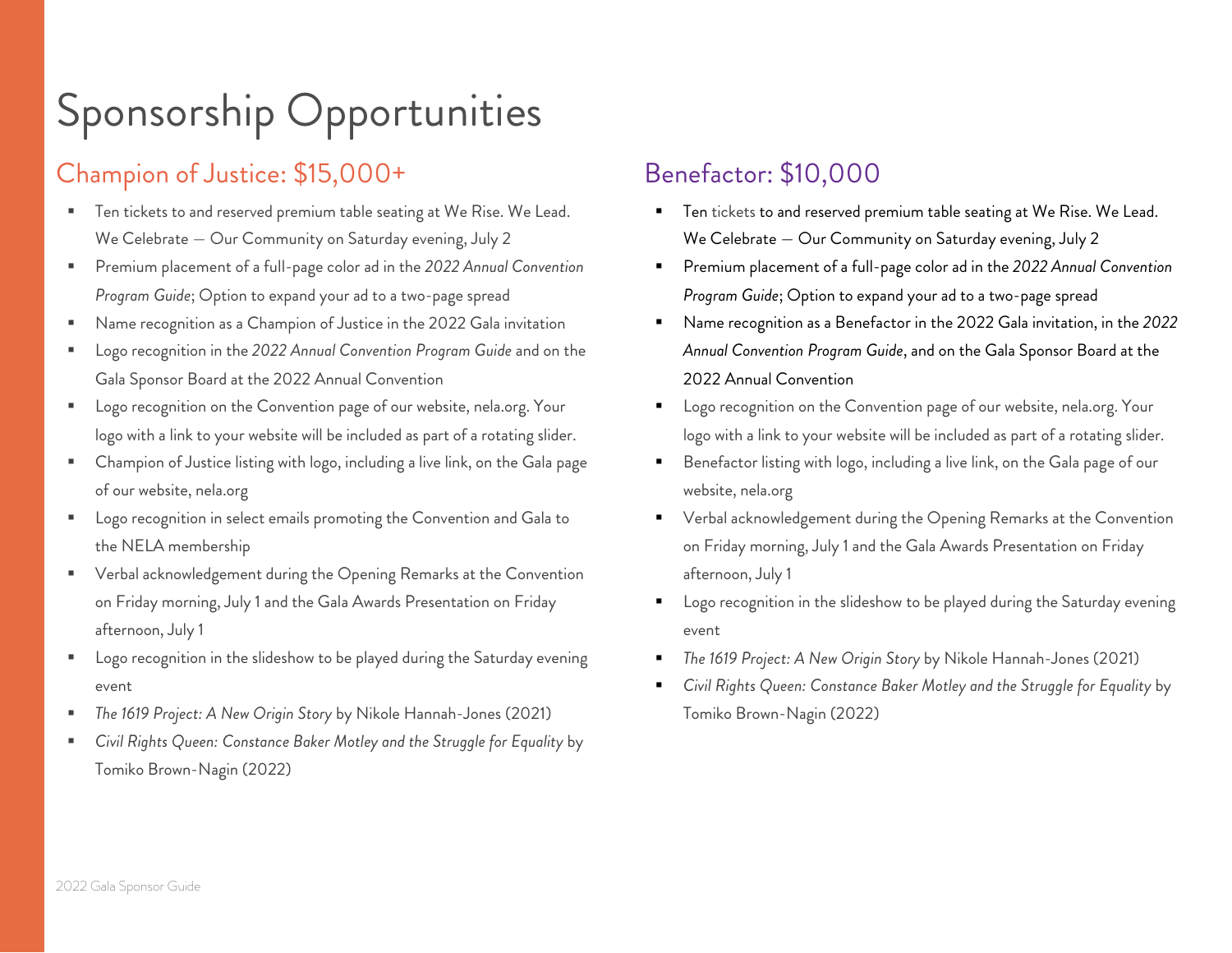# Sponsorship Opportunities

## Champion of Justice: $15,000+

- Ten tickets to and reserved premium table seating at We Rise. We Lead. We Celebrate — Our Community on Saturday evening, July 2
- Premium placement of a full-page color ad in the *2022 Annual Convention Program Guide*; Option to expand your ad to a two-page spread
- Name recognition as a Champion of Justice in the 2022 Gala invitation
- Logo recognition in the *2022 Annual Convention Program Guide* and on the Gala Sponsor Board at the 2022 Annual Convention
- Logo recognition on the Convention page of our website, nela.org. Your logo with a link to your website will be included as part of a rotating slider.
- Champion of Justice listing with logo, including a live link, on the Gala page of our website, nela.org
- Logo recognition in select emails promoting the Convention and Gala to the NELA membership
- Verbal acknowledgement during the Opening Remarks at the Convention on Friday morning, July 1 and the Gala Awards Presentation on Friday afternoon, July 1
- Logo recognition in the slideshow to be played during the Saturday evening event
- *The 1619 Project: A New Origin Story* by Nikole Hannah-Jones (2021)
- *Civil Rights Queen: Constance Baker Motley and the Struggle for Equality* by Tomiko Brown-Nagin (2022)

## Benefactor: $10,000

- Ten tickets to and reserved premium table seating at We Rise. We Lead. We Celebrate — Our Community on Saturday evening, July 2
- Premium placement of a full-page color ad in the *2022 Annual Convention Program Guide*; Option to expand your ad to a two-page spread
- Name recognition as a Benefactor in the 2022 Gala invitation, in the *2022 Annual Convention Program Guide*, and on the Gala Sponsor Board at the 2022 Annual Convention
- Logo recognition on the Convention page of our website, nela.org. Your logo with a link to your website will be included as part of a rotating slider.
- Benefactor listing with logo, including a live link, on the Gala page of our website, nela.org
- Verbal acknowledgement during the Opening Remarks at the Convention on Friday morning, July 1 and the Gala Awards Presentation on Friday afternoon, July 1
- Logo recognition in the slideshow to be played during the Saturday evening event
- *The 1619 Project: A New Origin Story* by Nikole Hannah-Jones (2021)
- *Civil Rights Queen: Constance Baker Motley and the Struggle for Equality* by Tomiko Brown-Nagin (2022)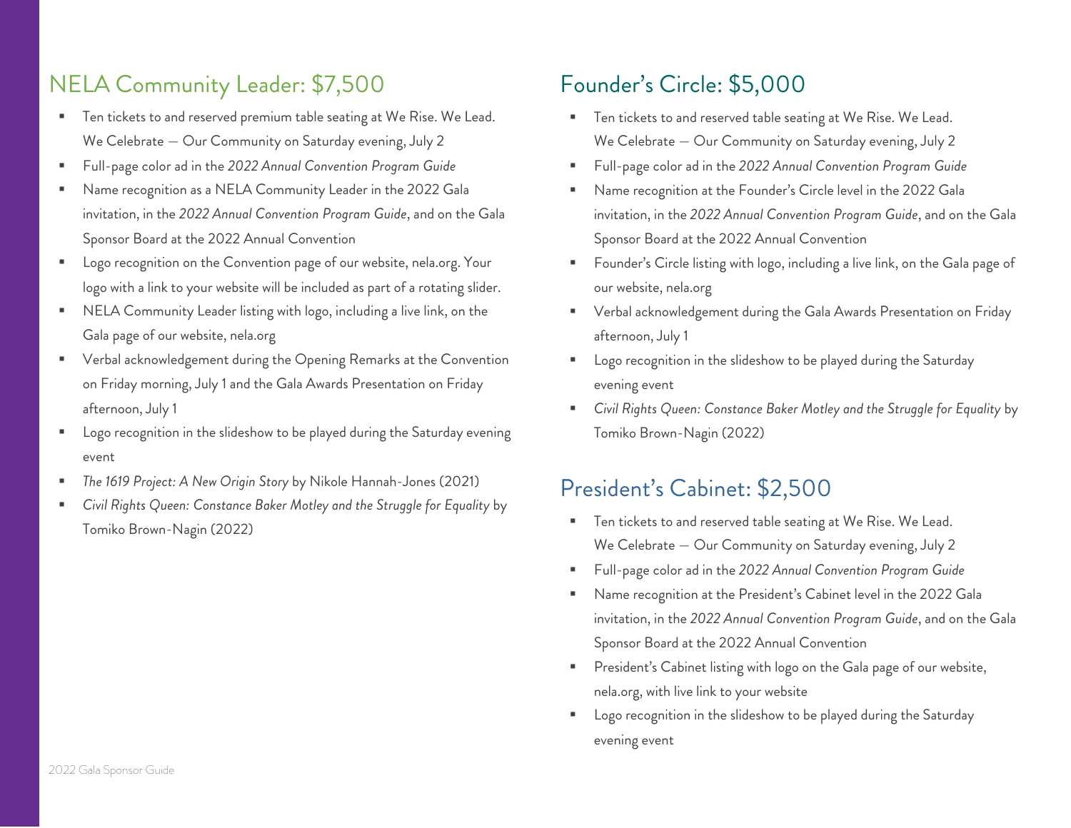## NELA Community Leader: $7,500

- Ten tickets to and reserved premium table seating at We Rise. We Lead. We Celebrate — Our Community on Saturday evening, July 2
- Full-page color ad in the *2022 Annual Convention Program Guide*
- Name recognition as a NELA Community Leader in the 2022 Gala invitation, in the *2022 Annual Convention Program Guide*, and on the Gala Sponsor Board at the 2022 Annual Convention
- Logo recognition on the Convention page of our website, nela.org. Your logo with a link to your website will be included as part of a rotating slider.
- NELA Community Leader listing with logo, including a live link, on the Gala page of our website, nela.org
- Verbal acknowledgement during the Opening Remarks at the Convention on Friday morning, July 1 and the Gala Awards Presentation on Friday afternoon, July 1
- Logo recognition in the slideshow to be played during the Saturday evening event
- *The 1619 Project: A New Origin Story* by Nikole Hannah-Jones (2021)
- *Civil Rights Queen: Constance Baker Motley and the Struggle for Equality* by Tomiko Brown-Nagin (2022)

## Founder's Circle: $5,000

- Ten tickets to and reserved table seating at We Rise. We Lead. We Celebrate — Our Community on Saturday evening, July 2
- Full-page color ad in the *2022 Annual Convention Program Guide*
- Name recognition at the Founder's Circle level in the 2022 Gala invitation, in the *2022 Annual Convention Program Guide*, and on the Gala Sponsor Board at the 2022 Annual Convention
- Founder's Circle listing with logo, including a live link, on the Gala page of our website, nela.org
- Verbal acknowledgement during the Gala Awards Presentation on Friday afternoon, July 1
- Logo recognition in the slideshow to be played during the Saturday evening event
- *Civil Rights Queen: Constance Baker Motley and the Struggle for Equality* by Tomiko Brown-Nagin (2022)

## President's Cabinet: $2,500

- Ten tickets to and reserved table seating at We Rise. We Lead. We Celebrate — Our Community on Saturday evening, July 2
- Full-page color ad in the *2022 Annual Convention Program Guide*
- Name recognition at the President's Cabinet level in the 2022 Gala invitation, in the *2022 Annual Convention Program Guide*, and on the Gala Sponsor Board at the 2022 Annual Convention
- President's Cabinet listing with logo on the Gala page of our website, nela.org, with live link to your website
- Logo recognition in the slideshow to be played during the Saturday evening event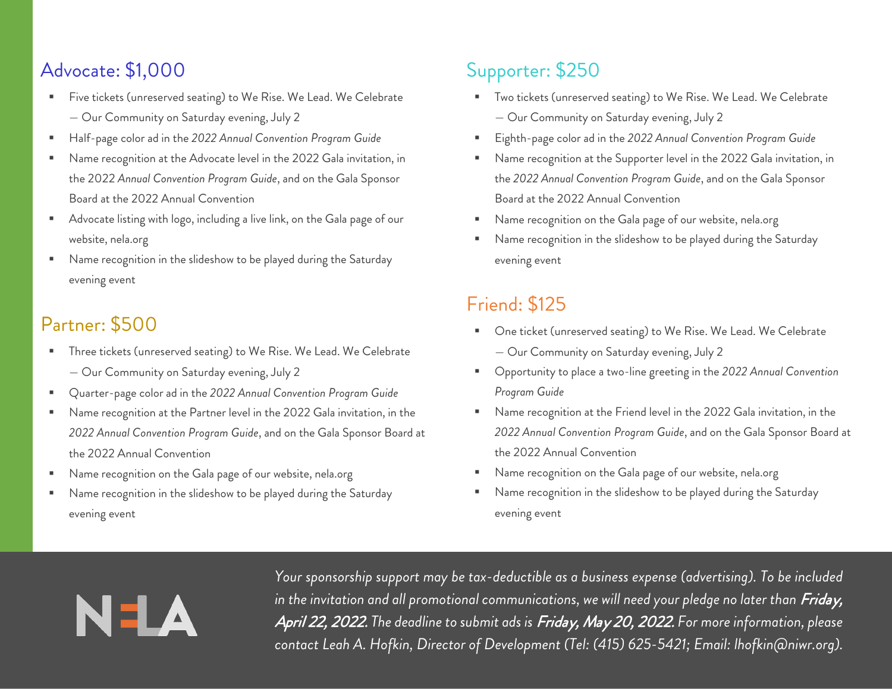## Advocate: $1,000

- Five tickets (unreserved seating) to We Rise. We Lead. We Celebrate — Our Community on Saturday evening, July 2
- Half-page color ad in the *2022 Annual Convention Program Guide*
- Name recognition at the Advocate level in the 2022 Gala invitation, in the 2022 *Annual Convention Program Guide*, and on the Gala Sponsor Board at the 2022 Annual Convention
- Advocate listing with logo, including a live link, on the Gala page of our website, nela.org
- Name recognition in the slideshow to be played during the Saturday evening event

## Partner: $500

- Three tickets (unreserved seating) to We Rise. We Lead. We Celebrate — Our Community on Saturday evening, July 2
- Quarter-page color ad in the *2022 Annual Convention Program Guide*
- Name recognition at the Partner level in the 2022 Gala invitation, in the *2022 Annual Convention Program Guide*, and on the Gala Sponsor Board at the 2022 Annual Convention
- Name recognition on the Gala page of our website, nela.org
- Name recognition in the slideshow to be played during the Saturday evening event

## Supporter: $250

- Two tickets (unreserved seating) to We Rise. We Lead. We Celebrate — Our Community on Saturday evening, July 2
- Eighth-page color ad in the *2022 Annual Convention Program Guide*
- Name recognition at the Supporter level in the 2022 Gala invitation, in the *2022 Annual Convention Program Guide*, and on the Gala Sponsor Board at the 2022 Annual Convention
- Name recognition on the Gala page of our website, nela.org
- Name recognition in the slideshow to be played during the Saturday evening event

## Friend: $125

- One ticket (unreserved seating) to We Rise. We Lead. We Celebrate — Our Community on Saturday evening, July 2
- Opportunity to place a two-line greeting in the *2022 Annual Convention Program Guide*
- Name recognition at the Friend level in the 2022 Gala invitation, in the *2022 Annual Convention Program Guide*, and on the Gala Sponsor Board at the 2022 Annual Convention
- Name recognition on the Gala page of our website, nela.org
- Name recognition in the slideshow to be played during the Saturday evening event

NELA

*Your sponsorship support may be tax-deductible as a business expense (advertising). To be included in the invitation and all promotional communications, we will need your pledge no later than **Friday, April 22, 2022.** The deadline to submit ads is **Friday, May 20, 2022.** For more information, please contact Leah A. Hofkin, Director of Development (Tel: (415) 625-5421; Email: lhofkin@niwr.org).*